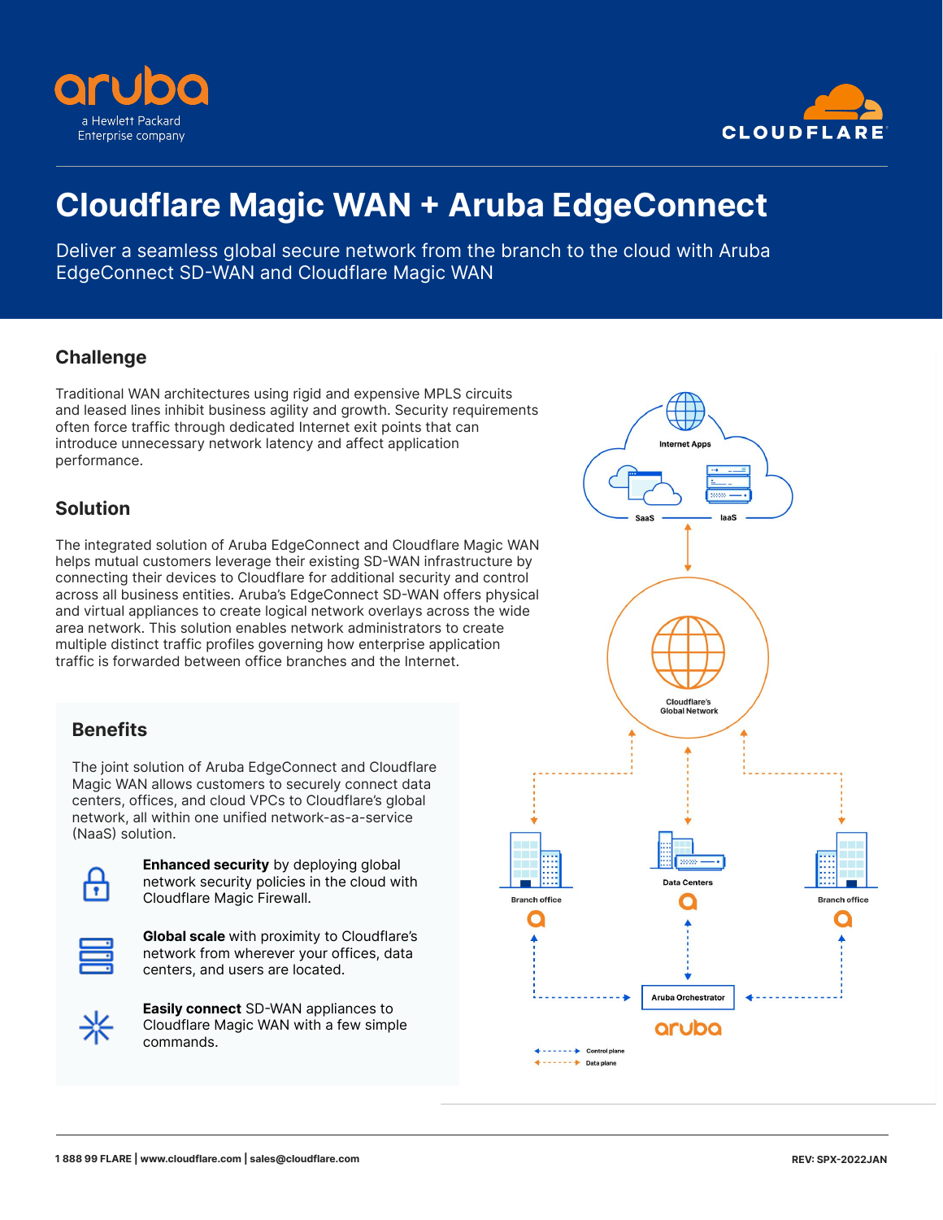# Cloudflare Magic WAN + Aruba EdgeConnect

Deliver a seamless global secure network from the branch to the cloud with Aruba EdgeConnect SD-WAN and Cloudflare Magic WAN

## Challenge

Traditional WAN architectures using rigid and expensive MPLS circuits and leased lines inhibit business agility and growth. Security requirements often force traffic through dedicated Internet exit points that can introduce unnecessary network latency and affect application performance.

## Solution

The integrated solution of Aruba EdgeConnect and Cloudflare Magic WAN helps mutual customers leverage their existing SD-WAN infrastructure by connecting their devices to Cloudflare for additional security and control across all business entities. Aruba's EdgeConnect SD-WAN offers physical and virtual appliances to create logical network overlays across the wide area network. This solution enables network administrators to create multiple distinct traffic profiles governing how enterprise application traffic is forwarded between office branches and the Internet.

## Benefits

The joint solution of Aruba EdgeConnect and Cloudflare Magic WAN allows customers to securely connect data centers, offices, and cloud VPCs to Cloudflare's global network, all within one unified network-as-a-service (NaaS) solution.

**Enhanced security** by deploying global network security policies in the cloud with Cloudflare Magic Firewall.

**Global scale** with proximity to Cloudflare's network from wherever your offices, data centers, and users are located.

**Easily connect** SD-WAN appliances to Cloudflare Magic WAN with a few simple commands.

1 888 99 FLARE | www.cloudflare.com | sales@cloudflare.com

REV: SPX-2022JAN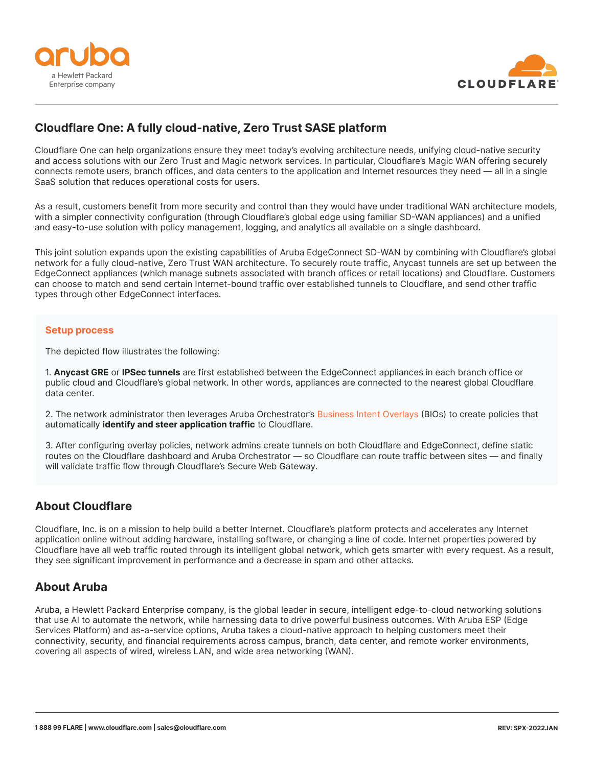## Cloudflare One: A fully cloud-native, Zero Trust SASE platform

Cloudflare One can help organizations ensure they meet today's evolving architecture needs, unifying cloud-native security and access solutions with our Zero Trust and Magic network services. In particular, Cloudflare's Magic WAN offering securely connects remote users, branch offices, and data centers to the application and Internet resources they need — all in a single SaaS solution that reduces operational costs for users.

As a result, customers benefit from more security and control than they would have under traditional WAN architecture models, with a simpler connectivity configuration (through Cloudflare's global edge using familiar SD-WAN appliances) and a unified and easy-to-use solution with policy management, logging, and analytics all available on a single dashboard.

This joint solution expands upon the existing capabilities of Aruba EdgeConnect SD-WAN by combining with Cloudflare's global network for a fully cloud-native, Zero Trust WAN architecture. To securely route traffic, Anycast tunnels are set up between the EdgeConnect appliances (which manage subnets associated with branch offices or retail locations) and Cloudflare. Customers can choose to match and send certain Internet-bound traffic over established tunnels to Cloudflare, and send other traffic types through other EdgeConnect interfaces.

### Setup process

The depicted flow illustrates the following:

1. **Anycast GRE** or **IPSec tunnels** are first established between the EdgeConnect appliances in each branch office or public cloud and Cloudflare's global network. In other words, appliances are connected to the nearest global Cloudflare data center.

2. The network administrator then leverages Aruba Orchestrator's Business Intent Overlays (BIOs) to create policies that automatically **identify and steer application traffic** to Cloudflare.

3. After configuring overlay policies, network admins create tunnels on both Cloudflare and EdgeConnect, define static routes on the Cloudflare dashboard and Aruba Orchestrator — so Cloudflare can route traffic between sites — and finally will validate traffic flow through Cloudflare's Secure Web Gateway.

## About Cloudflare

Cloudflare, Inc. is on a mission to help build a better Internet. Cloudflare's platform protects and accelerates any Internet application online without adding hardware, installing software, or changing a line of code. Internet properties powered by Cloudflare have all web traffic routed through its intelligent global network, which gets smarter with every request. As a result, they see significant improvement in performance and a decrease in spam and other attacks.

## About Aruba

Aruba, a Hewlett Packard Enterprise company, is the global leader in secure, intelligent edge-to-cloud networking solutions that use AI to automate the network, while harnessing data to drive powerful business outcomes. With Aruba ESP (Edge Services Platform) and as-a-service options, Aruba takes a cloud-native approach to helping customers meet their connectivity, security, and financial requirements across campus, branch, data center, and remote worker environments, covering all aspects of wired, wireless LAN, and wide area networking (WAN).

1 888 99 FLARE | www.cloudflare.com | sales@cloudflare.com

REV: SPX-2022JAN